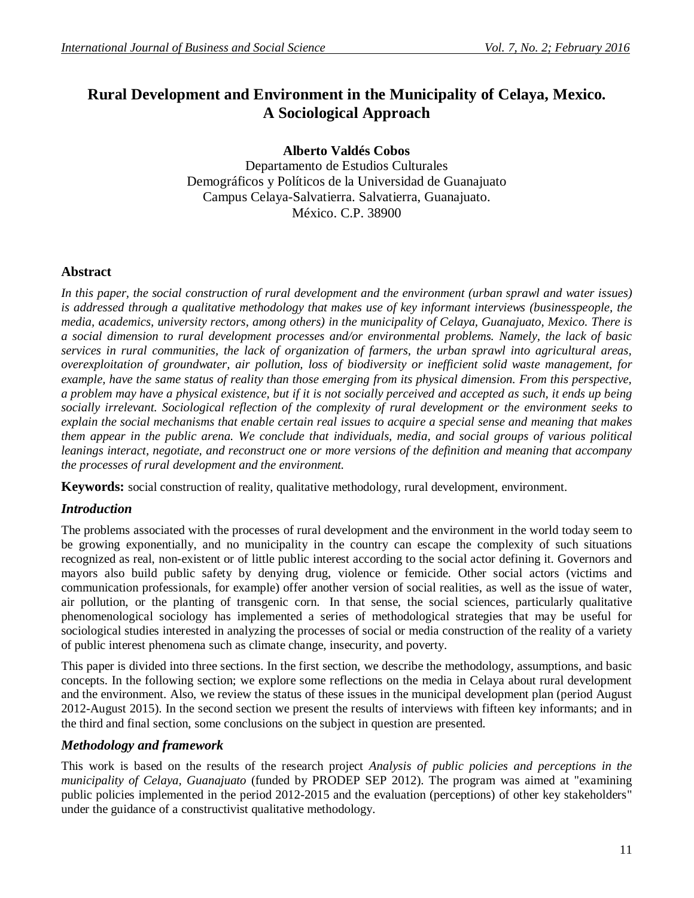# Rural Development and Environment in the Municipality of Celaya, Mexico. A Sociological Approach

**Alberto Valdés Cobos**
Departamento de Estudios Culturales
Demográficos y Políticos de la Universidad de Guanajuato
Campus Celaya-Salvatierra. Salvatierra, Guanajuato.
México. C.P. 38900

## Abstract

*In this paper, the social construction of rural development and the environment (urban sprawl and water issues) is addressed through a qualitative methodology that makes use of key informant interviews (businesspeople, the media, academics, university rectors, among others) in the municipality of Celaya, Guanajuato, Mexico. There is a social dimension to rural development processes and/or environmental problems. Namely, the lack of basic services in rural communities, the lack of organization of farmers, the urban sprawl into agricultural areas, overexploitation of groundwater, air pollution, loss of biodiversity or inefficient solid waste management, for example, have the same status of reality than those emerging from its physical dimension. From this perspective, a problem may have a physical existence, but if it is not socially perceived and accepted as such, it ends up being socially irrelevant. Sociological reflection of the complexity of rural development or the environment seeks to explain the social mechanisms that enable certain real issues to acquire a special sense and meaning that makes them appear in the public arena. We conclude that individuals, media, and social groups of various political leanings interact, negotiate, and reconstruct one or more versions of the definition and meaning that accompany the processes of rural development and the environment.*

**Keywords:** social construction of reality, qualitative methodology, rural development, environment.

## *Introduction*

The problems associated with the processes of rural development and the environment in the world today seem to be growing exponentially, and no municipality in the country can escape the complexity of such situations recognized as real, non-existent or of little public interest according to the social actor defining it. Governors and mayors also build public safety by denying drug, violence or femicide. Other social actors (victims and communication professionals, for example) offer another version of social realities, as well as the issue of water, air pollution, or the planting of transgenic corn. In that sense, the social sciences, particularly qualitative phenomenological sociology has implemented a series of methodological strategies that may be useful for sociological studies interested in analyzing the processes of social or media construction of the reality of a variety of public interest phenomena such as climate change, insecurity, and poverty.

This paper is divided into three sections. In the first section, we describe the methodology, assumptions, and basic concepts. In the following section; we explore some reflections on the media in Celaya about rural development and the environment. Also, we review the status of these issues in the municipal development plan (period August 2012-August 2015). In the second section we present the results of interviews with fifteen key informants; and in the third and final section, some conclusions on the subject in question are presented.

## *Methodology and framework*

This work is based on the results of the research project *Analysis of public policies and perceptions in the municipality of Celaya, Guanajuato* (funded by PRODEP SEP 2012). The program was aimed at "examining public policies implemented in the period 2012-2015 and the evaluation (perceptions) of other key stakeholders" under the guidance of a constructivist qualitative methodology.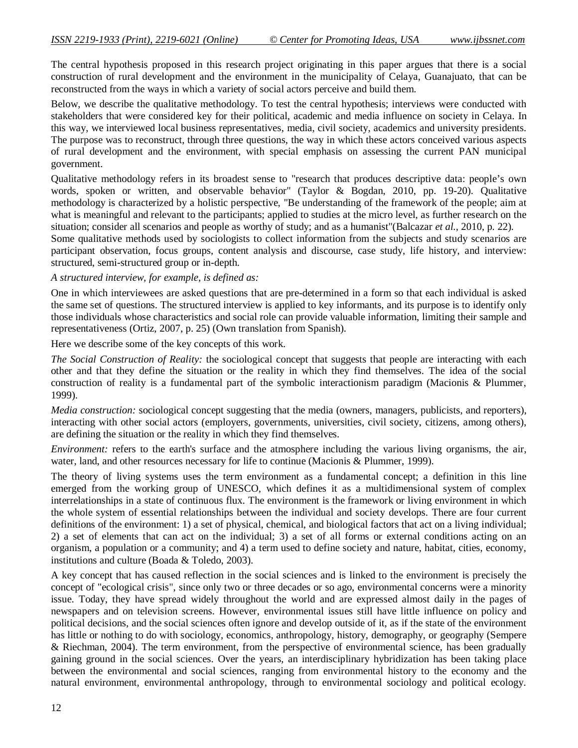The central hypothesis proposed in this research project originating in this paper argues that there is a social construction of rural development and the environment in the municipality of Celaya, Guanajuato, that can be reconstructed from the ways in which a variety of social actors perceive and build them.

Below, we describe the qualitative methodology. To test the central hypothesis; interviews were conducted with stakeholders that were considered key for their political, academic and media influence on society in Celaya. In this way, we interviewed local business representatives, media, civil society, academics and university presidents. The purpose was to reconstruct, through three questions, the way in which these actors conceived various aspects of rural development and the environment, with special emphasis on assessing the current PAN municipal government.

Qualitative methodology refers in its broadest sense to "research that produces descriptive data: people's own words, spoken or written, and observable behavior" (Taylor & Bogdan, 2010, pp. 19-20). Qualitative methodology is characterized by a holistic perspective, "Be understanding of the framework of the people; aim at what is meaningful and relevant to the participants; applied to studies at the micro level, as further research on the situation; consider all scenarios and people as worthy of study; and as a humanist"(Balcazar *et al.,* 2010, p. 22).

Some qualitative methods used by sociologists to collect information from the subjects and study scenarios are participant observation, focus groups, content analysis and discourse, case study, life history, and interview: structured, semi-structured group or in-depth.

*A structured interview, for example, is defined as:*

One in which interviewees are asked questions that are pre-determined in a form so that each individual is asked the same set of questions. The structured interview is applied to key informants, and its purpose is to identify only those individuals whose characteristics and social role can provide valuable information, limiting their sample and representativeness (Ortiz, 2007, p. 25) (Own translation from Spanish).

Here we describe some of the key concepts of this work.

*The Social Construction of Reality:* the sociological concept that suggests that people are interacting with each other and that they define the situation or the reality in which they find themselves. The idea of the social construction of reality is a fundamental part of the symbolic interactionism paradigm (Macionis & Plummer, 1999).

*Media construction:* sociological concept suggesting that the media (owners, managers, publicists, and reporters), interacting with other social actors (employers, governments, universities, civil society, citizens, among others), are defining the situation or the reality in which they find themselves.

*Environment:* refers to the earth's surface and the atmosphere including the various living organisms, the air, water, land, and other resources necessary for life to continue (Macionis & Plummer, 1999).

The theory of living systems uses the term environment as a fundamental concept; a definition in this line emerged from the working group of UNESCO, which defines it as a multidimensional system of complex interrelationships in a state of continuous flux. The environment is the framework or living environment in which the whole system of essential relationships between the individual and society develops. There are four current definitions of the environment: 1) a set of physical, chemical, and biological factors that act on a living individual; 2) a set of elements that can act on the individual; 3) a set of all forms or external conditions acting on an organism, a population or a community; and 4) a term used to define society and nature, habitat, cities, economy, institutions and culture (Boada & Toledo, 2003).

A key concept that has caused reflection in the social sciences and is linked to the environment is precisely the concept of "ecological crisis", since only two or three decades or so ago, environmental concerns were a minority issue. Today, they have spread widely throughout the world and are expressed almost daily in the pages of newspapers and on television screens. However, environmental issues still have little influence on policy and political decisions, and the social sciences often ignore and develop outside of it, as if the state of the environment has little or nothing to do with sociology, economics, anthropology, history, demography, or geography (Sempere & Riechman, 2004). The term environment, from the perspective of environmental science, has been gradually gaining ground in the social sciences. Over the years, an interdisciplinary hybridization has been taking place between the environmental and social sciences, ranging from environmental history to the economy and the natural environment, environmental anthropology, through to environmental sociology and political ecology.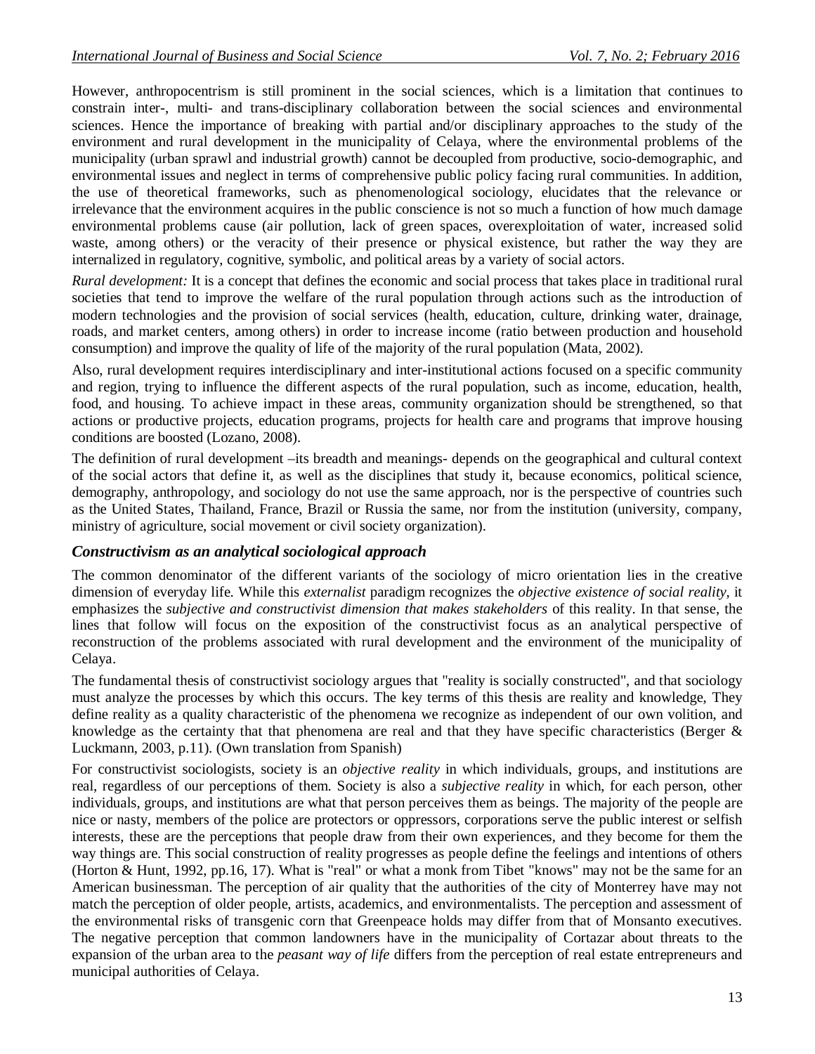However, anthropocentrism is still prominent in the social sciences, which is a limitation that continues to constrain inter-, multi- and trans-disciplinary collaboration between the social sciences and environmental sciences. Hence the importance of breaking with partial and/or disciplinary approaches to the study of the environment and rural development in the municipality of Celaya, where the environmental problems of the municipality (urban sprawl and industrial growth) cannot be decoupled from productive, socio-demographic, and environmental issues and neglect in terms of comprehensive public policy facing rural communities. In addition, the use of theoretical frameworks, such as phenomenological sociology, elucidates that the relevance or irrelevance that the environment acquires in the public conscience is not so much a function of how much damage environmental problems cause (air pollution, lack of green spaces, overexploitation of water, increased solid waste, among others) or the veracity of their presence or physical existence, but rather the way they are internalized in regulatory, cognitive, symbolic, and political areas by a variety of social actors.

*Rural development:* It is a concept that defines the economic and social process that takes place in traditional rural societies that tend to improve the welfare of the rural population through actions such as the introduction of modern technologies and the provision of social services (health, education, culture, drinking water, drainage, roads, and market centers, among others) in order to increase income (ratio between production and household consumption) and improve the quality of life of the majority of the rural population (Mata, 2002).

Also, rural development requires interdisciplinary and inter-institutional actions focused on a specific community and region, trying to influence the different aspects of the rural population, such as income, education, health, food, and housing. To achieve impact in these areas, community organization should be strengthened, so that actions or productive projects, education programs, projects for health care and programs that improve housing conditions are boosted (Lozano, 2008).

The definition of rural development –its breadth and meanings- depends on the geographical and cultural context of the social actors that define it, as well as the disciplines that study it, because economics, political science, demography, anthropology, and sociology do not use the same approach, nor is the perspective of countries such as the United States, Thailand, France, Brazil or Russia the same, nor from the institution (university, company, ministry of agriculture, social movement or civil society organization).

## *Constructivism as an analytical sociological approach*

The common denominator of the different variants of the sociology of micro orientation lies in the creative dimension of everyday life. While this *externalist* paradigm recognizes the *objective existence of social reality*, it emphasizes the *subjective and constructivist dimension that makes stakeholders* of this reality. In that sense, the lines that follow will focus on the exposition of the constructivist focus as an analytical perspective of reconstruction of the problems associated with rural development and the environment of the municipality of Celaya.

The fundamental thesis of constructivist sociology argues that "reality is socially constructed", and that sociology must analyze the processes by which this occurs. The key terms of this thesis are reality and knowledge, They define reality as a quality characteristic of the phenomena we recognize as independent of our own volition, and knowledge as the certainty that that phenomena are real and that they have specific characteristics (Berger & Luckmann, 2003, p.11). (Own translation from Spanish)

For constructivist sociologists, society is an *objective reality* in which individuals, groups, and institutions are real, regardless of our perceptions of them. Society is also a *subjective reality* in which, for each person, other individuals, groups, and institutions are what that person perceives them as beings. The majority of the people are nice or nasty, members of the police are protectors or oppressors, corporations serve the public interest or selfish interests, these are the perceptions that people draw from their own experiences, and they become for them the way things are. This social construction of reality progresses as people define the feelings and intentions of others (Horton & Hunt, 1992, pp.16, 17). What is "real" or what a monk from Tibet "knows" may not be the same for an American businessman. The perception of air quality that the authorities of the city of Monterrey have may not match the perception of older people, artists, academics, and environmentalists. The perception and assessment of the environmental risks of transgenic corn that Greenpeace holds may differ from that of Monsanto executives. The negative perception that common landowners have in the municipality of Cortazar about threats to the expansion of the urban area to the *peasant way of life* differs from the perception of real estate entrepreneurs and municipal authorities of Celaya.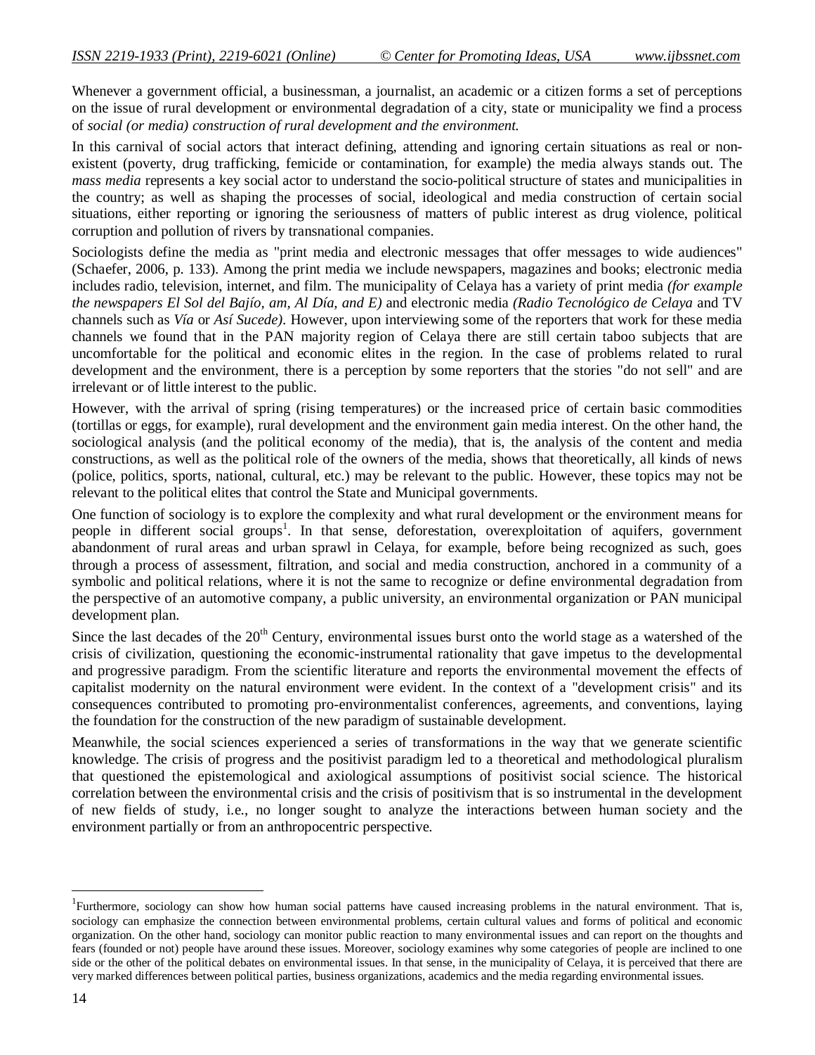Whenever a government official, a businessman, a journalist, an academic or a citizen forms a set of perceptions on the issue of rural development or environmental degradation of a city, state or municipality we find a process of *social (or media) construction of rural development and the environment.*

In this carnival of social actors that interact defining, attending and ignoring certain situations as real or non-existent (poverty, drug trafficking, femicide or contamination, for example) the media always stands out. The *mass media* represents a key social actor to understand the socio-political structure of states and municipalities in the country; as well as shaping the processes of social, ideological and media construction of certain social situations, either reporting or ignoring the seriousness of matters of public interest as drug violence, political corruption and pollution of rivers by transnational companies.

Sociologists define the media as "print media and electronic messages that offer messages to wide audiences" (Schaefer, 2006, p. 133). Among the print media we include newspapers, magazines and books; electronic media includes radio, television, internet, and film. The municipality of Celaya has a variety of print media *(for example the newspapers El Sol del Bajío, am, Al Día, and E)* and electronic media *(Radio Tecnológico de Celaya* and TV channels such as *Vía* or *Así Sucede)*. However, upon interviewing some of the reporters that work for these media channels we found that in the PAN majority region of Celaya there are still certain taboo subjects that are uncomfortable for the political and economic elites in the region. In the case of problems related to rural development and the environment, there is a perception by some reporters that the stories "do not sell" and are irrelevant or of little interest to the public.

However, with the arrival of spring (rising temperatures) or the increased price of certain basic commodities (tortillas or eggs, for example), rural development and the environment gain media interest. On the other hand, the sociological analysis (and the political economy of the media), that is, the analysis of the content and media constructions, as well as the political role of the owners of the media, shows that theoretically, all kinds of news (police, politics, sports, national, cultural, etc.) may be relevant to the public. However, these topics may not be relevant to the political elites that control the State and Municipal governments.

One function of sociology is to explore the complexity and what rural development or the environment means for people in different social groups[1]. In that sense, deforestation, overexploitation of aquifers, government abandonment of rural areas and urban sprawl in Celaya, for example, before being recognized as such, goes through a process of assessment, filtration, and social and media construction, anchored in a community of a symbolic and political relations, where it is not the same to recognize or define environmental degradation from the perspective of an automotive company, a public university, an environmental organization or PAN municipal development plan.

Since the last decades of the 20th Century, environmental issues burst onto the world stage as a watershed of the crisis of civilization, questioning the economic-instrumental rationality that gave impetus to the developmental and progressive paradigm. From the scientific literature and reports the environmental movement the effects of capitalist modernity on the natural environment were evident. In the context of a "development crisis" and its consequences contributed to promoting pro-environmentalist conferences, agreements, and conventions, laying the foundation for the construction of the new paradigm of sustainable development.

Meanwhile, the social sciences experienced a series of transformations in the way that we generate scientific knowledge. The crisis of progress and the positivist paradigm led to a theoretical and methodological pluralism that questioned the epistemological and axiological assumptions of positivist social science. The historical correlation between the environmental crisis and the crisis of positivism that is so instrumental in the development of new fields of study, i.e., no longer sought to analyze the interactions between human society and the environment partially or from an anthropocentric perspective.

---

[1]Furthermore, sociology can show how human social patterns have caused increasing problems in the natural environment. That is, sociology can emphasize the connection between environmental problems, certain cultural values and forms of political and economic organization. On the other hand, sociology can monitor public reaction to many environmental issues and can report on the thoughts and fears (founded or not) people have around these issues. Moreover, sociology examines why some categories of people are inclined to one side or the other of the political debates on environmental issues. In that sense, in the municipality of Celaya, it is perceived that there are very marked differences between political parties, business organizations, academics and the media regarding environmental issues.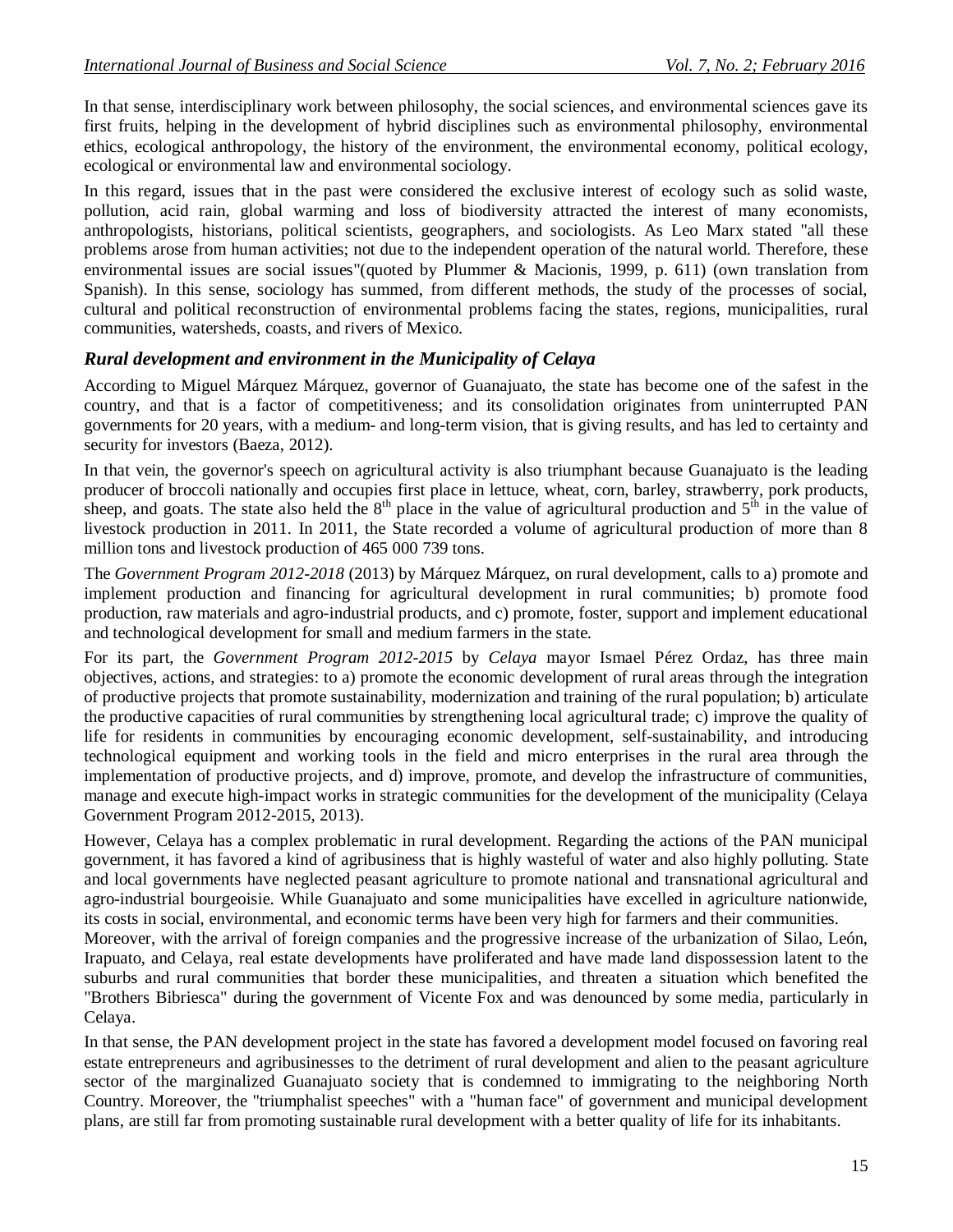In that sense, interdisciplinary work between philosophy, the social sciences, and environmental sciences gave its first fruits, helping in the development of hybrid disciplines such as environmental philosophy, environmental ethics, ecological anthropology, the history of the environment, the environmental economy, political ecology, ecological or environmental law and environmental sociology.

In this regard, issues that in the past were considered the exclusive interest of ecology such as solid waste, pollution, acid rain, global warming and loss of biodiversity attracted the interest of many economists, anthropologists, historians, political scientists, geographers, and sociologists. As Leo Marx stated "all these problems arose from human activities; not due to the independent operation of the natural world. Therefore, these environmental issues are social issues"(quoted by Plummer & Macionis, 1999, p. 611) (own translation from Spanish). In this sense, sociology has summed, from different methods, the study of the processes of social, cultural and political reconstruction of environmental problems facing the states, regions, municipalities, rural communities, watersheds, coasts, and rivers of Mexico.

### *Rural development and environment in the Municipality of Celaya*

According to Miguel Márquez Márquez, governor of Guanajuato, the state has become one of the safest in the country, and that is a factor of competitiveness; and its consolidation originates from uninterrupted PAN governments for 20 years, with a medium- and long-term vision, that is giving results, and has led to certainty and security for investors (Baeza, 2012).

In that vein, the governor's speech on agricultural activity is also triumphant because Guanajuato is the leading producer of broccoli nationally and occupies first place in lettuce, wheat, corn, barley, strawberry, pork products, sheep, and goats. The state also held the 8th place in the value of agricultural production and 5th in the value of livestock production in 2011. In 2011, the State recorded a volume of agricultural production of more than 8 million tons and livestock production of 465 000 739 tons.

The *Government Program 2012-2018* (2013) by Márquez Márquez, on rural development, calls to a) promote and implement production and financing for agricultural development in rural communities; b) promote food production, raw materials and agro-industrial products, and c) promote, foster, support and implement educational and technological development for small and medium farmers in the state.

For its part, the *Government Program 2012-2015* by *Celaya* mayor Ismael Pérez Ordaz, has three main objectives, actions, and strategies: to a) promote the economic development of rural areas through the integration of productive projects that promote sustainability, modernization and training of the rural population; b) articulate the productive capacities of rural communities by strengthening local agricultural trade; c) improve the quality of life for residents in communities by encouraging economic development, self-sustainability, and introducing technological equipment and working tools in the field and micro enterprises in the rural area through the implementation of productive projects, and d) improve, promote, and develop the infrastructure of communities, manage and execute high-impact works in strategic communities for the development of the municipality (Celaya Government Program 2012-2015, 2013).

However, Celaya has a complex problematic in rural development. Regarding the actions of the PAN municipal government, it has favored a kind of agribusiness that is highly wasteful of water and also highly polluting. State and local governments have neglected peasant agriculture to promote national and transnational agricultural and agro-industrial bourgeoisie. While Guanajuato and some municipalities have excelled in agriculture nationwide, its costs in social, environmental, and economic terms have been very high for farmers and their communities.

Moreover, with the arrival of foreign companies and the progressive increase of the urbanization of Silao, León, Irapuato, and Celaya, real estate developments have proliferated and have made land dispossession latent to the suburbs and rural communities that border these municipalities, and threaten a situation which benefited the "Brothers Bibriesca" during the government of Vicente Fox and was denounced by some media, particularly in Celaya.

In that sense, the PAN development project in the state has favored a development model focused on favoring real estate entrepreneurs and agribusinesses to the detriment of rural development and alien to the peasant agriculture sector of the marginalized Guanajuato society that is condemned to immigrating to the neighboring North Country. Moreover, the "triumphalist speeches" with a "human face" of government and municipal development plans, are still far from promoting sustainable rural development with a better quality of life for its inhabitants.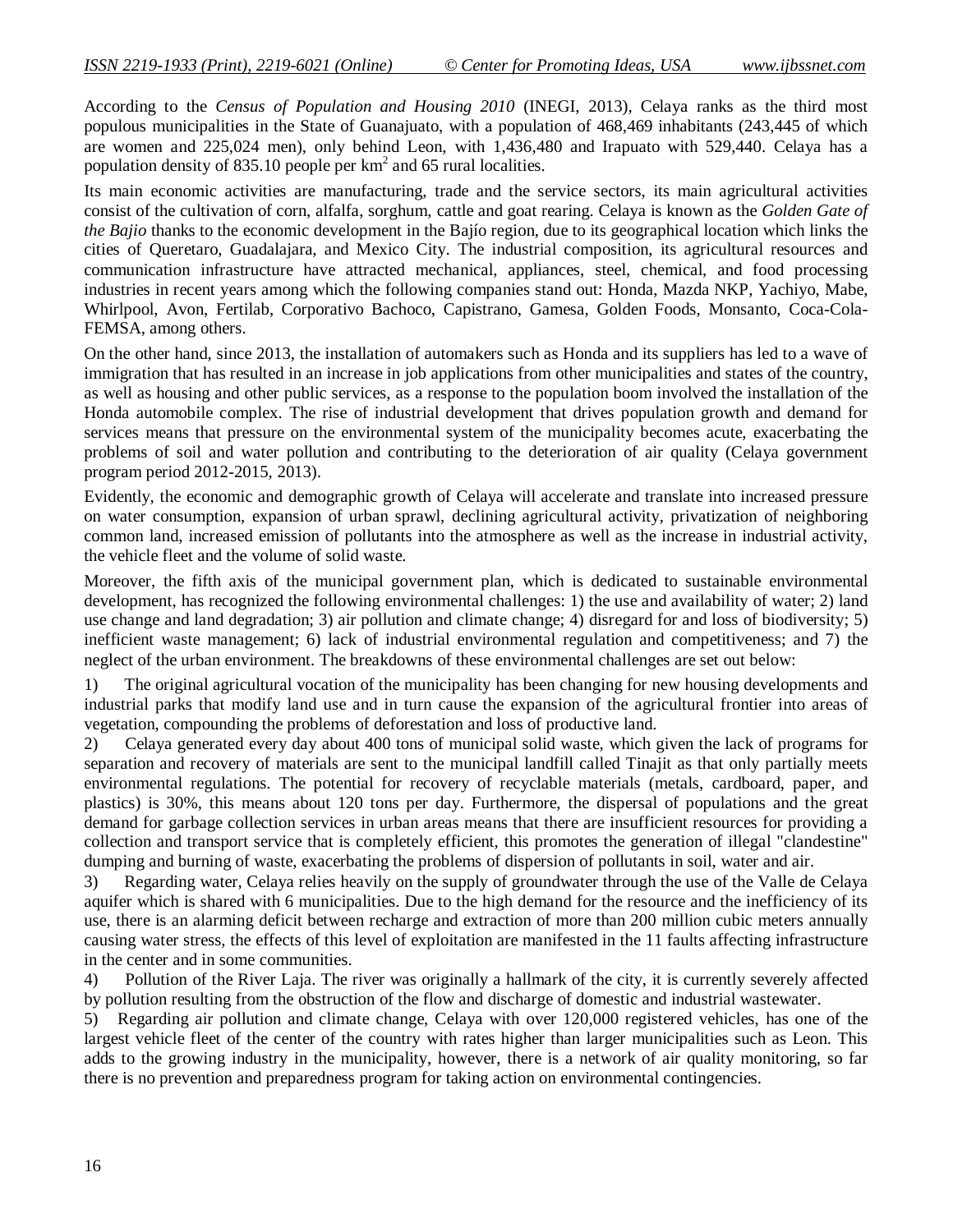According to the *Census of Population and Housing 2010* (INEGI, 2013), Celaya ranks as the third most populous municipalities in the State of Guanajuato, with a population of 468,469 inhabitants (243,445 of which are women and 225,024 men), only behind Leon, with 1,436,480 and Irapuato with 529,440. Celaya has a population density of 835.10 people per $km^2$ and 65 rural localities.

Its main economic activities are manufacturing, trade and the service sectors, its main agricultural activities consist of the cultivation of corn, alfalfa, sorghum, cattle and goat rearing. Celaya is known as the *Golden Gate of the Bajio* thanks to the economic development in the Bajío region, due to its geographical location which links the cities of Queretaro, Guadalajara, and Mexico City. The industrial composition, its agricultural resources and communication infrastructure have attracted mechanical, appliances, steel, chemical, and food processing industries in recent years among which the following companies stand out: Honda, Mazda NKP, Yachiyo, Mabe, Whirlpool, Avon, Fertilab, Corporativo Bachoco, Capistrano, Gamesa, Golden Foods, Monsanto, Coca-Cola-FEMSA, among others.

On the other hand, since 2013, the installation of automakers such as Honda and its suppliers has led to a wave of immigration that has resulted in an increase in job applications from other municipalities and states of the country, as well as housing and other public services, as a response to the population boom involved the installation of the Honda automobile complex. The rise of industrial development that drives population growth and demand for services means that pressure on the environmental system of the municipality becomes acute, exacerbating the problems of soil and water pollution and contributing to the deterioration of air quality (Celaya government program period 2012-2015, 2013).

Evidently, the economic and demographic growth of Celaya will accelerate and translate into increased pressure on water consumption, expansion of urban sprawl, declining agricultural activity, privatization of neighboring common land, increased emission of pollutants into the atmosphere as well as the increase in industrial activity, the vehicle fleet and the volume of solid waste.

Moreover, the fifth axis of the municipal government plan, which is dedicated to sustainable environmental development, has recognized the following environmental challenges: 1) the use and availability of water; 2) land use change and land degradation; 3) air pollution and climate change; 4) disregard for and loss of biodiversity; 5) inefficient waste management; 6) lack of industrial environmental regulation and competitiveness; and 7) the neglect of the urban environment. The breakdowns of these environmental challenges are set out below:

1) The original agricultural vocation of the municipality has been changing for new housing developments and industrial parks that modify land use and in turn cause the expansion of the agricultural frontier into areas of vegetation, compounding the problems of deforestation and loss of productive land.
2) Celaya generated every day about 400 tons of municipal solid waste, which given the lack of programs for separation and recovery of materials are sent to the municipal landfill called Tinajit as that only partially meets environmental regulations. The potential for recovery of recyclable materials (metals, cardboard, paper, and plastics) is 30%, this means about 120 tons per day. Furthermore, the dispersal of populations and the great demand for garbage collection services in urban areas means that there are insufficient resources for providing a collection and transport service that is completely efficient, this promotes the generation of illegal "clandestine" dumping and burning of waste, exacerbating the problems of dispersion of pollutants in soil, water and air.
3) Regarding water, Celaya relies heavily on the supply of groundwater through the use of the Valle de Celaya aquifer which is shared with 6 municipalities. Due to the high demand for the resource and the inefficiency of its use, there is an alarming deficit between recharge and extraction of more than 200 million cubic meters annually causing water stress, the effects of this level of exploitation are manifested in the 11 faults affecting infrastructure in the center and in some communities.
4) Pollution of the River Laja. The river was originally a hallmark of the city, it is currently severely affected by pollution resulting from the obstruction of the flow and discharge of domestic and industrial wastewater.
5) Regarding air pollution and climate change, Celaya with over 120,000 registered vehicles, has one of the largest vehicle fleet of the center of the country with rates higher than larger municipalities such as Leon. This adds to the growing industry in the municipality, however, there is a network of air quality monitoring, so far there is no prevention and preparedness program for taking action on environmental contingencies.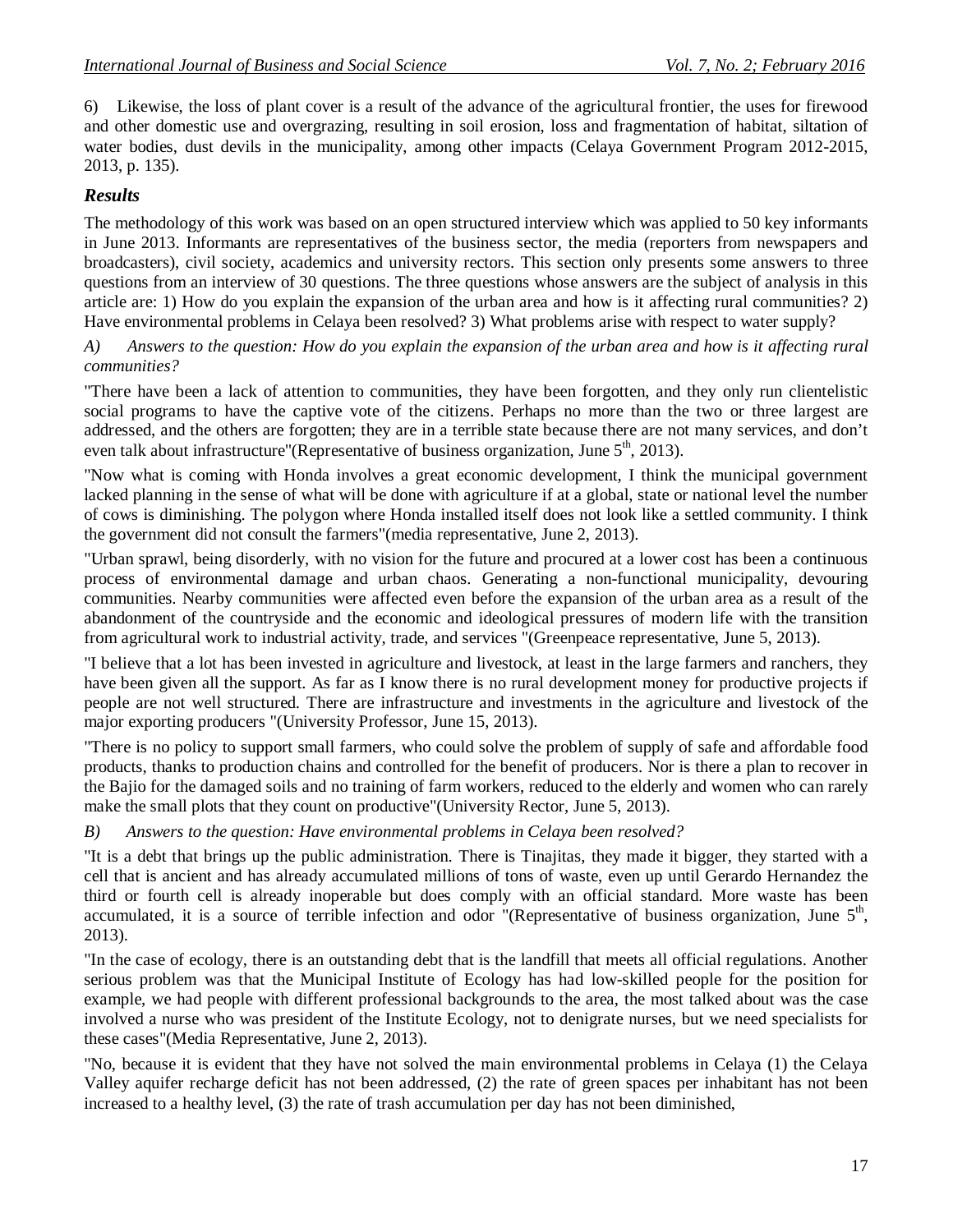6) Likewise, the loss of plant cover is a result of the advance of the agricultural frontier, the uses for firewood and other domestic use and overgrazing, resulting in soil erosion, loss and fragmentation of habitat, siltation of water bodies, dust devils in the municipality, among other impacts (Celaya Government Program 2012-2015, 2013, p. 135).

## *Results*

The methodology of this work was based on an open structured interview which was applied to 50 key informants in June 2013. Informants are representatives of the business sector, the media (reporters from newspapers and broadcasters), civil society, academics and university rectors. This section only presents some answers to three questions from an interview of 30 questions. The three questions whose answers are the subject of analysis in this article are: 1) How do you explain the expansion of the urban area and how is it affecting rural communities? 2) Have environmental problems in Celaya been resolved? 3) What problems arise with respect to water supply?

*A) Answers to the question: How do you explain the expansion of the urban area and how is it affecting rural communities?*

"There have been a lack of attention to communities, they have been forgotten, and they only run clientelistic social programs to have the captive vote of the citizens. Perhaps no more than the two or three largest are addressed, and the others are forgotten; they are in a terrible state because there are not many services, and don't even talk about infrastructure"(Representative of business organization, June 5th, 2013).

"Now what is coming with Honda involves a great economic development, I think the municipal government lacked planning in the sense of what will be done with agriculture if at a global, state or national level the number of cows is diminishing. The polygon where Honda installed itself does not look like a settled community. I think the government did not consult the farmers"(media representative, June 2, 2013).

"Urban sprawl, being disorderly, with no vision for the future and procured at a lower cost has been a continuous process of environmental damage and urban chaos. Generating a non-functional municipality, devouring communities. Nearby communities were affected even before the expansion of the urban area as a result of the abandonment of the countryside and the economic and ideological pressures of modern life with the transition from agricultural work to industrial activity, trade, and services "(Greenpeace representative, June 5, 2013).

"I believe that a lot has been invested in agriculture and livestock, at least in the large farmers and ranchers, they have been given all the support. As far as I know there is no rural development money for productive projects if people are not well structured. There are infrastructure and investments in the agriculture and livestock of the major exporting producers "(University Professor, June 15, 2013).

"There is no policy to support small farmers, who could solve the problem of supply of safe and affordable food products, thanks to production chains and controlled for the benefit of producers. Nor is there a plan to recover in the Bajio for the damaged soils and no training of farm workers, reduced to the elderly and women who can rarely make the small plots that they count on productive"(University Rector, June 5, 2013).

*B) Answers to the question: Have environmental problems in Celaya been resolved?*

"It is a debt that brings up the public administration. There is Tinajitas, they made it bigger, they started with a cell that is ancient and has already accumulated millions of tons of waste, even up until Gerardo Hernandez the third or fourth cell is already inoperable but does comply with an official standard. More waste has been accumulated, it is a source of terrible infection and odor "(Representative of business organization, June 5th, 2013).

"In the case of ecology, there is an outstanding debt that is the landfill that meets all official regulations. Another serious problem was that the Municipal Institute of Ecology has had low-skilled people for the position for example, we had people with different professional backgrounds to the area, the most talked about was the case involved a nurse who was president of the Institute Ecology, not to denigrate nurses, but we need specialists for these cases"(Media Representative, June 2, 2013).

"No, because it is evident that they have not solved the main environmental problems in Celaya (1) the Celaya Valley aquifer recharge deficit has not been addressed, (2) the rate of green spaces per inhabitant has not been increased to a healthy level, (3) the rate of trash accumulation per day has not been diminished,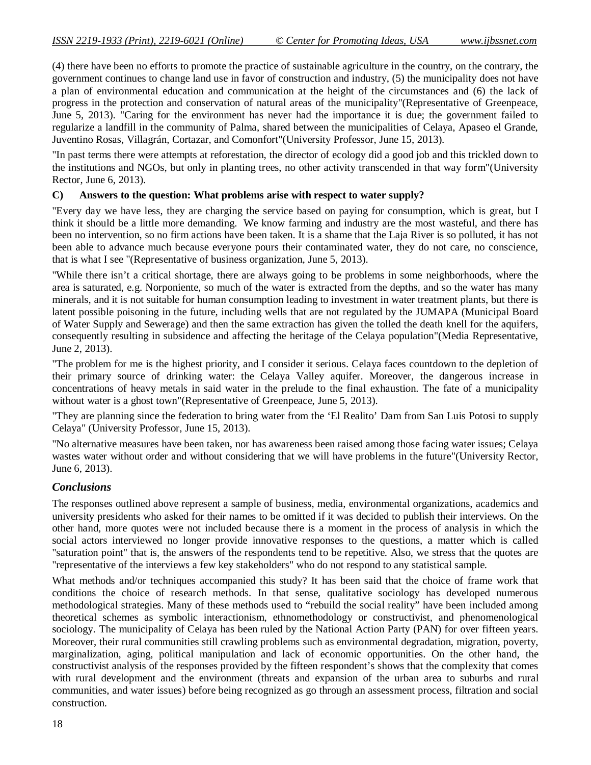(4) there have been no efforts to promote the practice of sustainable agriculture in the country, on the contrary, the government continues to change land use in favor of construction and industry, (5) the municipality does not have a plan of environmental education and communication at the height of the circumstances and (6) the lack of progress in the protection and conservation of natural areas of the municipality"(Representative of Greenpeace, June 5, 2013). "Caring for the environment has never had the importance it is due; the government failed to regularize a landfill in the community of Palma, shared between the municipalities of Celaya, Apaseo el Grande, Juventino Rosas, Villagrán, Cortazar, and Comonfort"(University Professor, June 15, 2013).

"In past terms there were attempts at reforestation, the director of ecology did a good job and this trickled down to the institutions and NGOs, but only in planting trees, no other activity transcended in that way form"(University Rector, June 6, 2013).

**C) Answers to the question: What problems arise with respect to water supply?**

"Every day we have less, they are charging the service based on paying for consumption, which is great, but I think it should be a little more demanding. We know farming and industry are the most wasteful, and there has been no intervention, so no firm actions have been taken. It is a shame that the Laja River is so polluted, it has not been able to advance much because everyone pours their contaminated water, they do not care, no conscience, that is what I see "(Representative of business organization, June 5, 2013).

"While there isn't a critical shortage, there are always going to be problems in some neighborhoods, where the area is saturated, e.g. Norponiente, so much of the water is extracted from the depths, and so the water has many minerals, and it is not suitable for human consumption leading to investment in water treatment plants, but there is latent possible poisoning in the future, including wells that are not regulated by the JUMAPA (Municipal Board of Water Supply and Sewerage) and then the same extraction has given the tolled the death knell for the aquifers, consequently resulting in subsidence and affecting the heritage of the Celaya population"(Media Representative, June 2, 2013).

"The problem for me is the highest priority, and I consider it serious. Celaya faces countdown to the depletion of their primary source of drinking water: the Celaya Valley aquifer. Moreover, the dangerous increase in concentrations of heavy metals in said water in the prelude to the final exhaustion. The fate of a municipality without water is a ghost town"(Representative of Greenpeace, June 5, 2013).

"They are planning since the federation to bring water from the 'El Realito' Dam from San Luis Potosi to supply Celaya" (University Professor, June 15, 2013).

"No alternative measures have been taken, nor has awareness been raised among those facing water issues; Celaya wastes water without order and without considering that we will have problems in the future"(University Rector, June 6, 2013).

## *Conclusions*

The responses outlined above represent a sample of business, media, environmental organizations, academics and university presidents who asked for their names to be omitted if it was decided to publish their interviews. On the other hand, more quotes were not included because there is a moment in the process of analysis in which the social actors interviewed no longer provide innovative responses to the questions, a matter which is called "saturation point" that is, the answers of the respondents tend to be repetitive. Also, we stress that the quotes are "representative of the interviews a few key stakeholders" who do not respond to any statistical sample.

What methods and/or techniques accompanied this study? It has been said that the choice of frame work that conditions the choice of research methods. In that sense, qualitative sociology has developed numerous methodological strategies. Many of these methods used to "rebuild the social reality" have been included among theoretical schemes as symbolic interactionism, ethnomethodology or constructivist, and phenomenological sociology. The municipality of Celaya has been ruled by the National Action Party (PAN) for over fifteen years. Moreover, their rural communities still crawling problems such as environmental degradation, migration, poverty, marginalization, aging, political manipulation and lack of economic opportunities. On the other hand, the constructivist analysis of the responses provided by the fifteen respondent's shows that the complexity that comes with rural development and the environment (threats and expansion of the urban area to suburbs and rural communities, and water issues) before being recognized as go through an assessment process, filtration and social construction.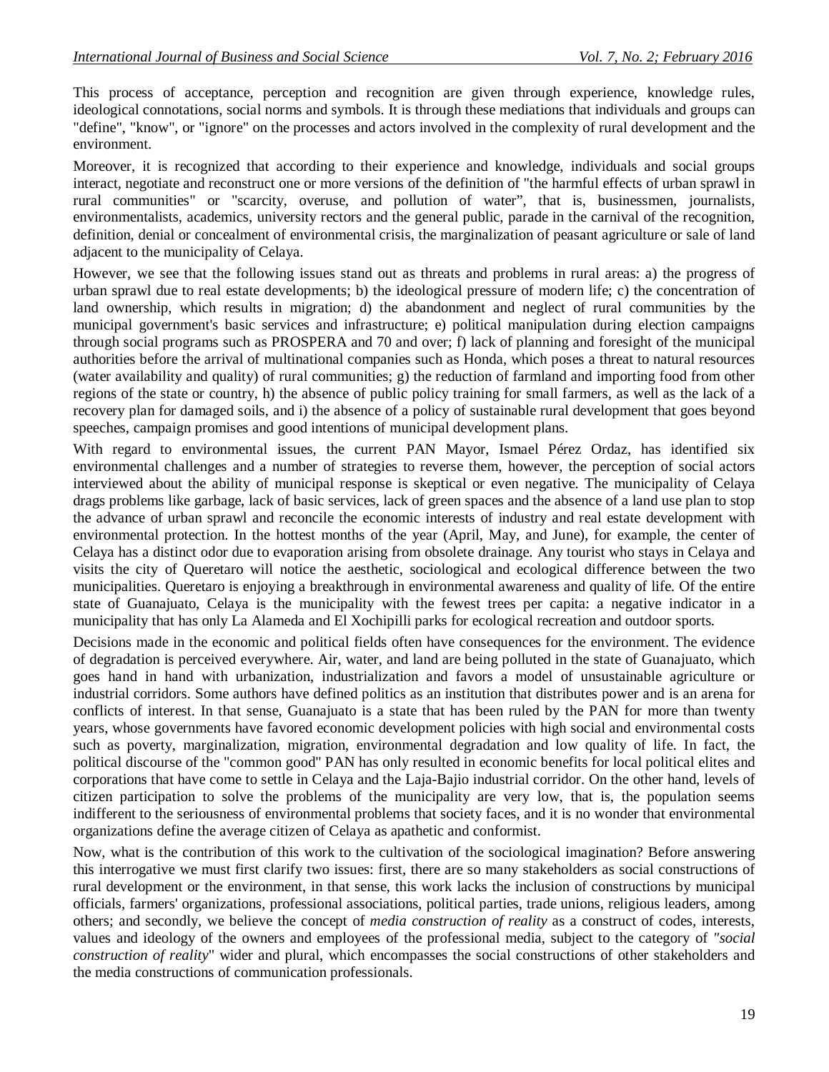This process of acceptance, perception and recognition are given through experience, knowledge rules, ideological connotations, social norms and symbols. It is through these mediations that individuals and groups can "define", "know", or "ignore" on the processes and actors involved in the complexity of rural development and the environment.

Moreover, it is recognized that according to their experience and knowledge, individuals and social groups interact, negotiate and reconstruct one or more versions of the definition of "the harmful effects of urban sprawl in rural communities" or "scarcity, overuse, and pollution of water", that is, businessmen, journalists, environmentalists, academics, university rectors and the general public, parade in the carnival of the recognition, definition, denial or concealment of environmental crisis, the marginalization of peasant agriculture or sale of land adjacent to the municipality of Celaya.

However, we see that the following issues stand out as threats and problems in rural areas: a) the progress of urban sprawl due to real estate developments; b) the ideological pressure of modern life; c) the concentration of land ownership, which results in migration; d) the abandonment and neglect of rural communities by the municipal government's basic services and infrastructure; e) political manipulation during election campaigns through social programs such as PROSPERA and 70 and over; f) lack of planning and foresight of the municipal authorities before the arrival of multinational companies such as Honda, which poses a threat to natural resources (water availability and quality) of rural communities; g) the reduction of farmland and importing food from other regions of the state or country, h) the absence of public policy training for small farmers, as well as the lack of a recovery plan for damaged soils, and i) the absence of a policy of sustainable rural development that goes beyond speeches, campaign promises and good intentions of municipal development plans.

With regard to environmental issues, the current PAN Mayor, Ismael Pérez Ordaz, has identified six environmental challenges and a number of strategies to reverse them, however, the perception of social actors interviewed about the ability of municipal response is skeptical or even negative. The municipality of Celaya drags problems like garbage, lack of basic services, lack of green spaces and the absence of a land use plan to stop the advance of urban sprawl and reconcile the economic interests of industry and real estate development with environmental protection. In the hottest months of the year (April, May, and June), for example, the center of Celaya has a distinct odor due to evaporation arising from obsolete drainage. Any tourist who stays in Celaya and visits the city of Queretaro will notice the aesthetic, sociological and ecological difference between the two municipalities. Queretaro is enjoying a breakthrough in environmental awareness and quality of life. Of the entire state of Guanajuato, Celaya is the municipality with the fewest trees per capita: a negative indicator in a municipality that has only La Alameda and El Xochipilli parks for ecological recreation and outdoor sports.

Decisions made in the economic and political fields often have consequences for the environment. The evidence of degradation is perceived everywhere. Air, water, and land are being polluted in the state of Guanajuato, which goes hand in hand with urbanization, industrialization and favors a model of unsustainable agriculture or industrial corridors. Some authors have defined politics as an institution that distributes power and is an arena for conflicts of interest. In that sense, Guanajuato is a state that has been ruled by the PAN for more than twenty years, whose governments have favored economic development policies with high social and environmental costs such as poverty, marginalization, migration, environmental degradation and low quality of life. In fact, the political discourse of the "common good" PAN has only resulted in economic benefits for local political elites and corporations that have come to settle in Celaya and the Laja-Bajio industrial corridor. On the other hand, levels of citizen participation to solve the problems of the municipality are very low, that is, the population seems indifferent to the seriousness of environmental problems that society faces, and it is no wonder that environmental organizations define the average citizen of Celaya as apathetic and conformist.

Now, what is the contribution of this work to the cultivation of the sociological imagination? Before answering this interrogative we must first clarify two issues: first, there are so many stakeholders as social constructions of rural development or the environment, in that sense, this work lacks the inclusion of constructions by municipal officials, farmers' organizations, professional associations, political parties, trade unions, religious leaders, among others; and secondly, we believe the concept of *media construction of reality* as a construct of codes, interests, values and ideology of the owners and employees of the professional media, subject to the category of *"social construction of reality"* wider and plural, which encompasses the social constructions of other stakeholders and the media constructions of communication professionals.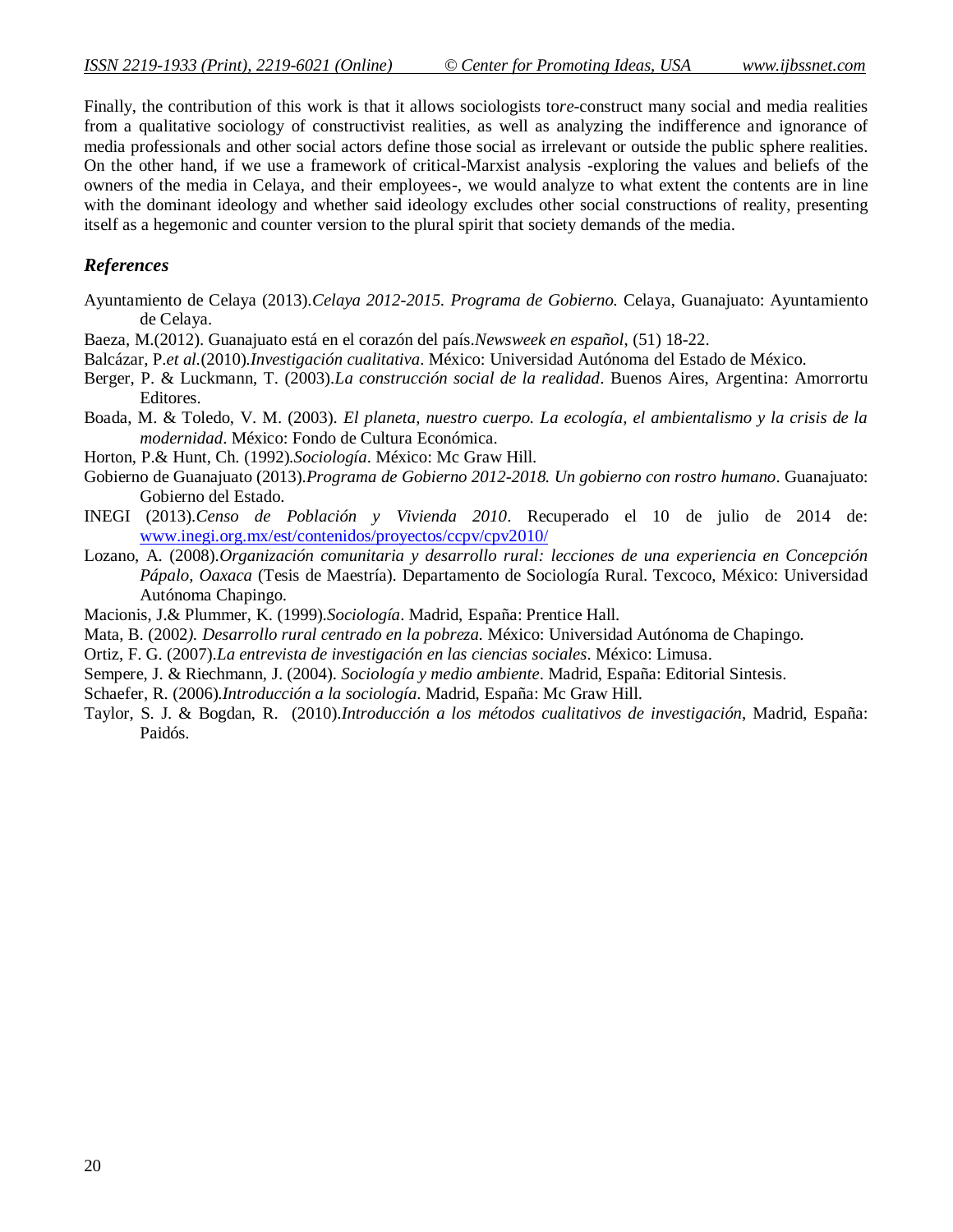Finally, the contribution of this work is that it allows sociologists to*re*-construct many social and media realities from a qualitative sociology of constructivist realities, as well as analyzing the indifference and ignorance of media professionals and other social actors define those social as irrelevant or outside the public sphere realities. On the other hand, if we use a framework of critical-Marxist analysis -exploring the values and beliefs of the owners of the media in Celaya, and their employees-, we would analyze to what extent the contents are in line with the dominant ideology and whether said ideology excludes other social constructions of reality, presenting itself as a hegemonic and counter version to the plural spirit that society demands of the media.

## *References*

Ayuntamiento de Celaya (2013).*Celaya 2012-2015. Programa de Gobierno.* Celaya, Guanajuato: Ayuntamiento de Celaya.

Baeza, M.(2012). Guanajuato está en el corazón del país.*Newsweek en español*, (51) 18-22.

Balcázar, P.*et al.*(2010).*Investigación cualitativa*. México: Universidad Autónoma del Estado de México.

Berger, P. & Luckmann, T. (2003).*La construcción social de la realidad*. Buenos Aires, Argentina: Amorrortu Editores.

Boada, M. & Toledo, V. M. (2003). *El planeta, nuestro cuerpo. La ecología, el ambientalismo y la crisis de la modernidad*. México: Fondo de Cultura Económica.

Horton, P.& Hunt, Ch. (1992).*Sociología*. México: Mc Graw Hill.

Gobierno de Guanajuato (2013).*Programa de Gobierno 2012-2018. Un gobierno con rostro humano*. Guanajuato: Gobierno del Estado.

INEGI (2013).*Censo de Población y Vivienda 2010*. Recuperado el 10 de julio de 2014 de: www.inegi.org.mx/est/contenidos/proyectos/ccpv/cpv2010/

Lozano, A. (2008).*Organización comunitaria y desarrollo rural: lecciones de una experiencia en Concepción Pápalo, Oaxaca* (Tesis de Maestría). Departamento de Sociología Rural. Texcoco, México: Universidad Autónoma Chapingo.

Macionis, J.& Plummer, K. (1999).*Sociología*. Madrid, España: Prentice Hall.

Mata, B. (2002*). Desarrollo rural centrado en la pobreza.* México: Universidad Autónoma de Chapingo.

Ortiz, F. G. (2007).*La entrevista de investigación en las ciencias sociales*. México: Limusa.

Sempere, J. & Riechmann, J. (2004). *Sociología y medio ambiente*. Madrid, España: Editorial Sintesis.

Schaefer, R. (2006).*Introducción a la sociología*. Madrid, España: Mc Graw Hill.

Taylor, S. J. & Bogdan, R. (2010).*Introducción a los métodos cualitativos de investigación*, Madrid, España: Paidós.